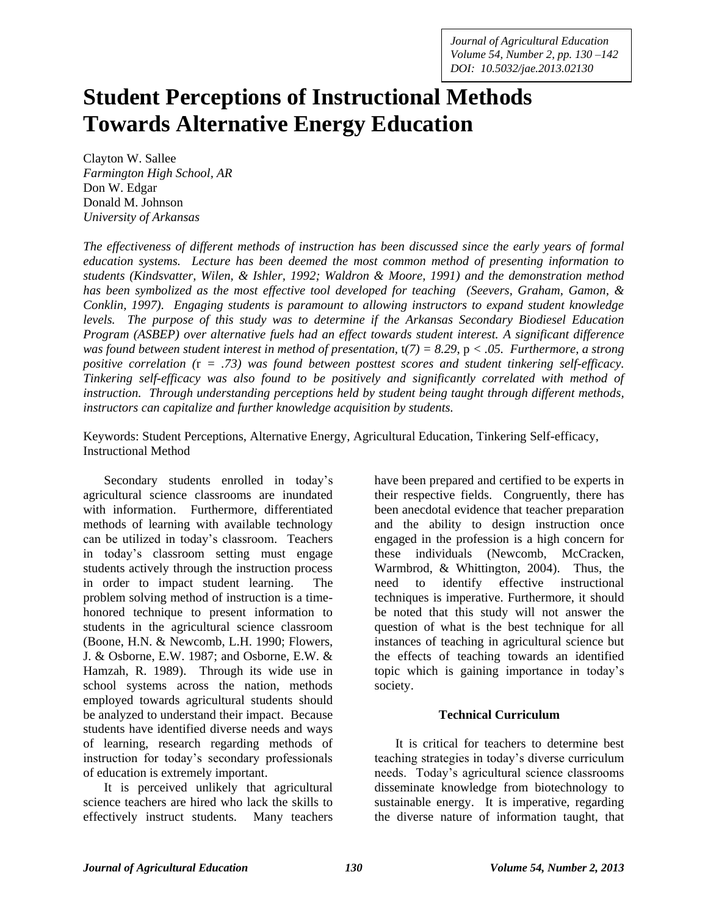# Student Perceptions of Instructional Methods Towards Alternative Energy Education

Clayton W. Sallee
*Farmington High School, AR*
Don W. Edgar
Donald M. Johnson
*University of Arkansas*

*The effectiveness of different methods of instruction has been discussed since the early years of formal education systems. Lecture has been deemed the most common method of presenting information to students (Kindsvatter, Wilen, & Ishler, 1992; Waldron & Moore, 1991) and the demonstration method has been symbolized as the most effective tool developed for teaching (Seevers, Graham, Gamon, & Conklin, 1997). Engaging students is paramount to allowing instructors to expand student knowledge levels. The purpose of this study was to determine if the Arkansas Secondary Biodiesel Education Program (ASBEP) over alternative fuels had an effect towards student interest. A significant difference was found between student interest in method of presentation,* $t(7) = 8.29$, $p < .05$*. Furthermore, a strong positive correlation (*$r = .73$*) was found between posttest scores and student tinkering self-efficacy. Tinkering self-efficacy was also found to be positively and significantly correlated with method of instruction. Through understanding perceptions held by student being taught through different methods, instructors can capitalize and further knowledge acquisition by students.*

Keywords: Student Perceptions, Alternative Energy, Agricultural Education, Tinkering Self-efficacy, Instructional Method

Secondary students enrolled in today's agricultural science classrooms are inundated with information. Furthermore, differentiated methods of learning with available technology can be utilized in today's classroom. Teachers in today's classroom setting must engage students actively through the instruction process in order to impact student learning. The problem solving method of instruction is a time-honored technique to present information to students in the agricultural science classroom (Boone, H.N. & Newcomb, L.H. 1990; Flowers, J. & Osborne, E.W. 1987; and Osborne, E.W. & Hamzah, R. 1989). Through its wide use in school systems across the nation, methods employed towards agricultural students should be analyzed to understand their impact. Because students have identified diverse needs and ways of learning, research regarding methods of instruction for today's secondary professionals of education is extremely important.

It is perceived unlikely that agricultural science teachers are hired who lack the skills to effectively instruct students. Many teachers have been prepared and certified to be experts in their respective fields. Congruently, there has been anecdotal evidence that teacher preparation and the ability to design instruction once engaged in the profession is a high concern for these individuals (Newcomb, McCracken, Warmbrod, & Whittington, 2004). Thus, the need to identify effective instructional techniques is imperative. Furthermore, it should be noted that this study will not answer the question of what is the best technique for all instances of teaching in agricultural science but the effects of teaching towards an identified topic which is gaining importance in today's society.

## Technical Curriculum

It is critical for teachers to determine best teaching strategies in today's diverse curriculum needs. Today's agricultural science classrooms disseminate knowledge from biotechnology to sustainable energy. It is imperative, regarding the diverse nature of information taught, that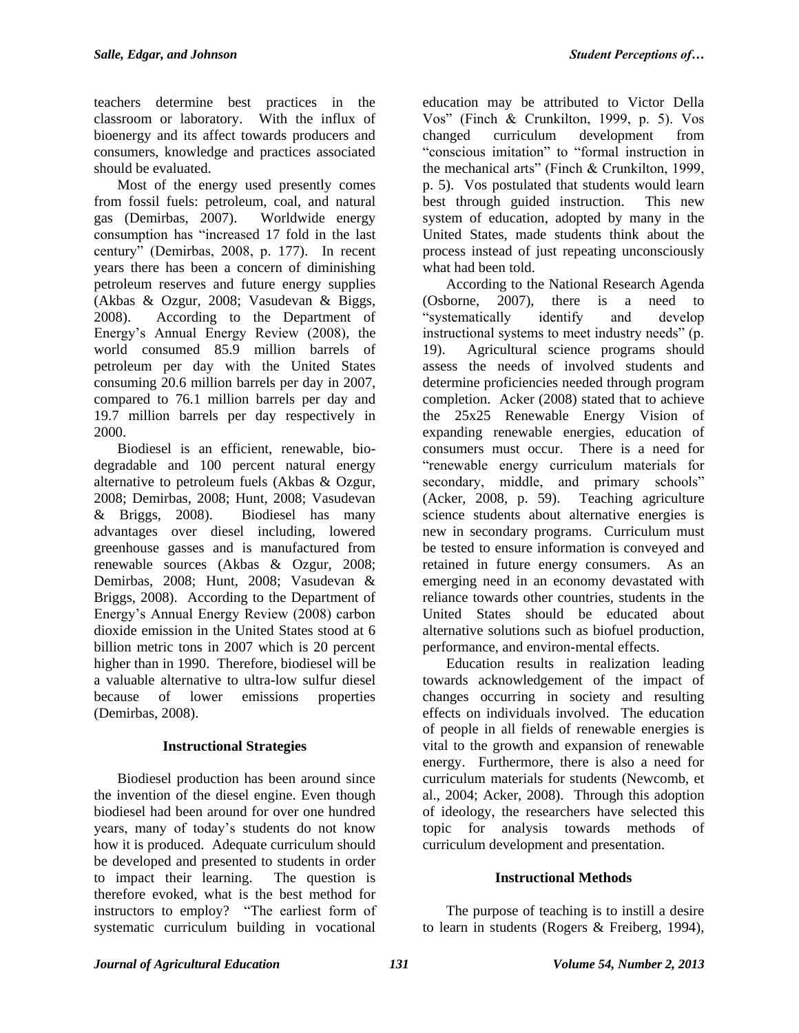teachers determine best practices in the classroom or laboratory. With the influx of bioenergy and its affect towards producers and consumers, knowledge and practices associated should be evaluated.

Most of the energy used presently comes from fossil fuels: petroleum, coal, and natural gas (Demirbas, 2007). Worldwide energy consumption has "increased 17 fold in the last century" (Demirbas, 2008, p. 177). In recent years there has been a concern of diminishing petroleum reserves and future energy supplies (Akbas & Ozgur, 2008; Vasudevan & Biggs, 2008). According to the Department of Energy's Annual Energy Review (2008), the world consumed 85.9 million barrels of petroleum per day with the United States consuming 20.6 million barrels per day in 2007, compared to 76.1 million barrels per day and 19.7 million barrels per day respectively in 2000.

Biodiesel is an efficient, renewable, bio-degradable and 100 percent natural energy alternative to petroleum fuels (Akbas & Ozgur, 2008; Demirbas, 2008; Hunt, 2008; Vasudevan & Briggs, 2008). Biodiesel has many advantages over diesel including, lowered greenhouse gasses and is manufactured from renewable sources (Akbas & Ozgur, 2008; Demirbas, 2008; Hunt, 2008; Vasudevan & Briggs, 2008). According to the Department of Energy's Annual Energy Review (2008) carbon dioxide emission in the United States stood at 6 billion metric tons in 2007 which is 20 percent higher than in 1990. Therefore, biodiesel will be a valuable alternative to ultra-low sulfur diesel because of lower emissions properties (Demirbas, 2008).

## Instructional Strategies

Biodiesel production has been around since the invention of the diesel engine. Even though biodiesel had been around for over one hundred years, many of today's students do not know how it is produced. Adequate curriculum should be developed and presented to students in order to impact their learning. The question is therefore evoked, what is the best method for instructors to employ? "The earliest form of systematic curriculum building in vocational education may be attributed to Victor Della Vos" (Finch & Crunkilton, 1999, p. 5). Vos changed curriculum development from "conscious imitation" to "formal instruction in the mechanical arts" (Finch & Crunkilton, 1999, p. 5). Vos postulated that students would learn best through guided instruction. This new system of education, adopted by many in the United States, made students think about the process instead of just repeating unconsciously what had been told.

According to the National Research Agenda (Osborne, 2007), there is a need to "systematically identify and develop instructional systems to meet industry needs" (p. 19). Agricultural science programs should assess the needs of involved students and determine proficiencies needed through program completion. Acker (2008) stated that to achieve the 25x25 Renewable Energy Vision of expanding renewable energies, education of consumers must occur. There is a need for "renewable energy curriculum materials for secondary, middle, and primary schools" (Acker, 2008, p. 59). Teaching agriculture science students about alternative energies is new in secondary programs. Curriculum must be tested to ensure information is conveyed and retained in future energy consumers. As an emerging need in an economy devastated with reliance towards other countries, students in the United States should be educated about alternative solutions such as biofuel production, performance, and environ-mental effects.

Education results in realization leading towards acknowledgement of the impact of changes occurring in society and resulting effects on individuals involved. The education of people in all fields of renewable energies is vital to the growth and expansion of renewable energy. Furthermore, there is also a need for curriculum materials for students (Newcomb, et al., 2004; Acker, 2008). Through this adoption of ideology, the researchers have selected this topic for analysis towards methods of curriculum development and presentation.

## Instructional Methods

The purpose of teaching is to instill a desire to learn in students (Rogers & Freiberg, 1994),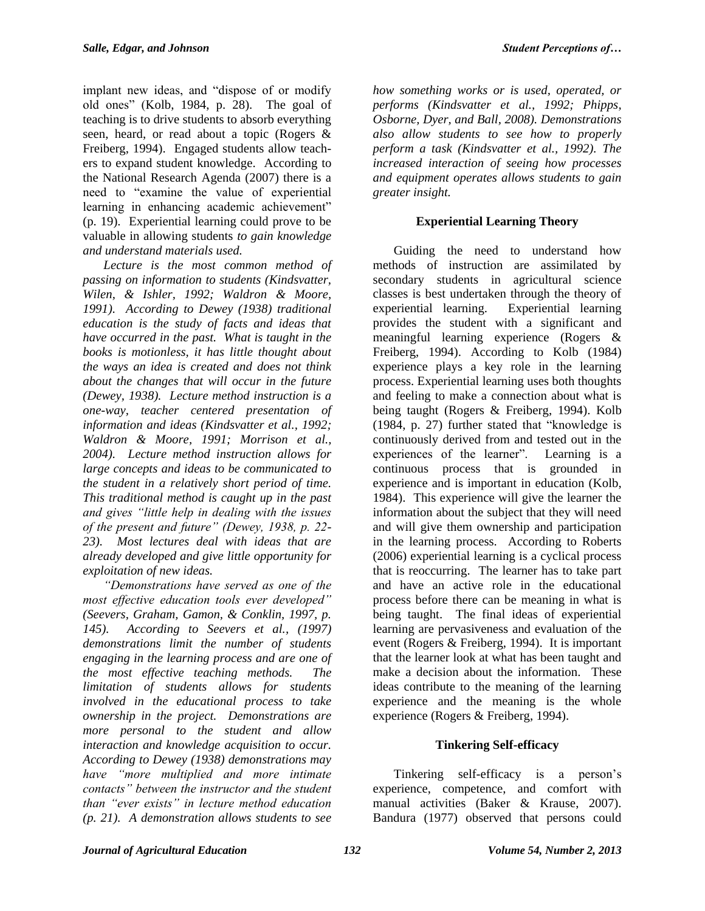implant new ideas, and "dispose of or modify old ones" (Kolb, 1984, p. 28). The goal of teaching is to drive students to absorb everything seen, heard, or read about a topic (Rogers & Freiberg, 1994). Engaged students allow teachers to expand student knowledge. According to the National Research Agenda (2007) there is a need to "examine the value of experiential learning in enhancing academic achievement" (p. 19). Experiential learning could prove to be valuable in allowing students *to gain knowledge and understand materials used.*

*Lecture is the most common method of passing on information to students (Kindsvatter, Wilen, & Ishler, 1992; Waldron & Moore, 1991). According to Dewey (1938) traditional education is the study of facts and ideas that have occurred in the past. What is taught in the books is motionless, it has little thought about the ways an idea is created and does not think about the changes that will occur in the future (Dewey, 1938). Lecture method instruction is a one-way, teacher centered presentation of information and ideas (Kindsvatter et al., 1992; Waldron & Moore, 1991; Morrison et al., 2004). Lecture method instruction allows for large concepts and ideas to be communicated to the student in a relatively short period of time. This traditional method is caught up in the past and gives "little help in dealing with the issues of the present and future" (Dewey, 1938, p. 22-23). Most lectures deal with ideas that are already developed and give little opportunity for exploitation of new ideas.*

*"Demonstrations have served as one of the most effective education tools ever developed" (Seevers, Graham, Gamon, & Conklin, 1997, p. 145). According to Seevers et al., (1997) demonstrations limit the number of students engaging in the learning process and are one of the most effective teaching methods. The limitation of students allows for students involved in the educational process to take ownership in the project. Demonstrations are more personal to the student and allow interaction and knowledge acquisition to occur. According to Dewey (1938) demonstrations may have "more multiplied and more intimate contacts" between the instructor and the student than "ever exists" in lecture method education (p. 21). A demonstration allows students to see how something works or is used, operated, or performs (Kindsvatter et al., 1992; Phipps, Osborne, Dyer, and Ball, 2008). Demonstrations also allow students to see how to properly perform a task (Kindsvatter et al., 1992). The increased interaction of seeing how processes and equipment operates allows students to gain greater insight.*

## Experiential Learning Theory

Guiding the need to understand how methods of instruction are assimilated by secondary students in agricultural science classes is best undertaken through the theory of experiential learning. Experiential learning provides the student with a significant and meaningful learning experience (Rogers & Freiberg, 1994). According to Kolb (1984) experience plays a key role in the learning process. Experiential learning uses both thoughts and feeling to make a connection about what is being taught (Rogers & Freiberg, 1994). Kolb (1984, p. 27) further stated that "knowledge is continuously derived from and tested out in the experiences of the learner". Learning is a continuous process that is grounded in experience and is important in education (Kolb, 1984). This experience will give the learner the information about the subject that they will need and will give them ownership and participation in the learning process. According to Roberts (2006) experiential learning is a cyclical process that is reoccurring. The learner has to take part and have an active role in the educational process before there can be meaning in what is being taught. The final ideas of experiential learning are pervasiveness and evaluation of the event (Rogers & Freiberg, 1994). It is important that the learner look at what has been taught and make a decision about the information. These ideas contribute to the meaning of the learning experience and the meaning is the whole experience (Rogers & Freiberg, 1994).

## Tinkering Self-efficacy

Tinkering self-efficacy is a person's experience, competence, and comfort with manual activities (Baker & Krause, 2007). Bandura (1977) observed that persons could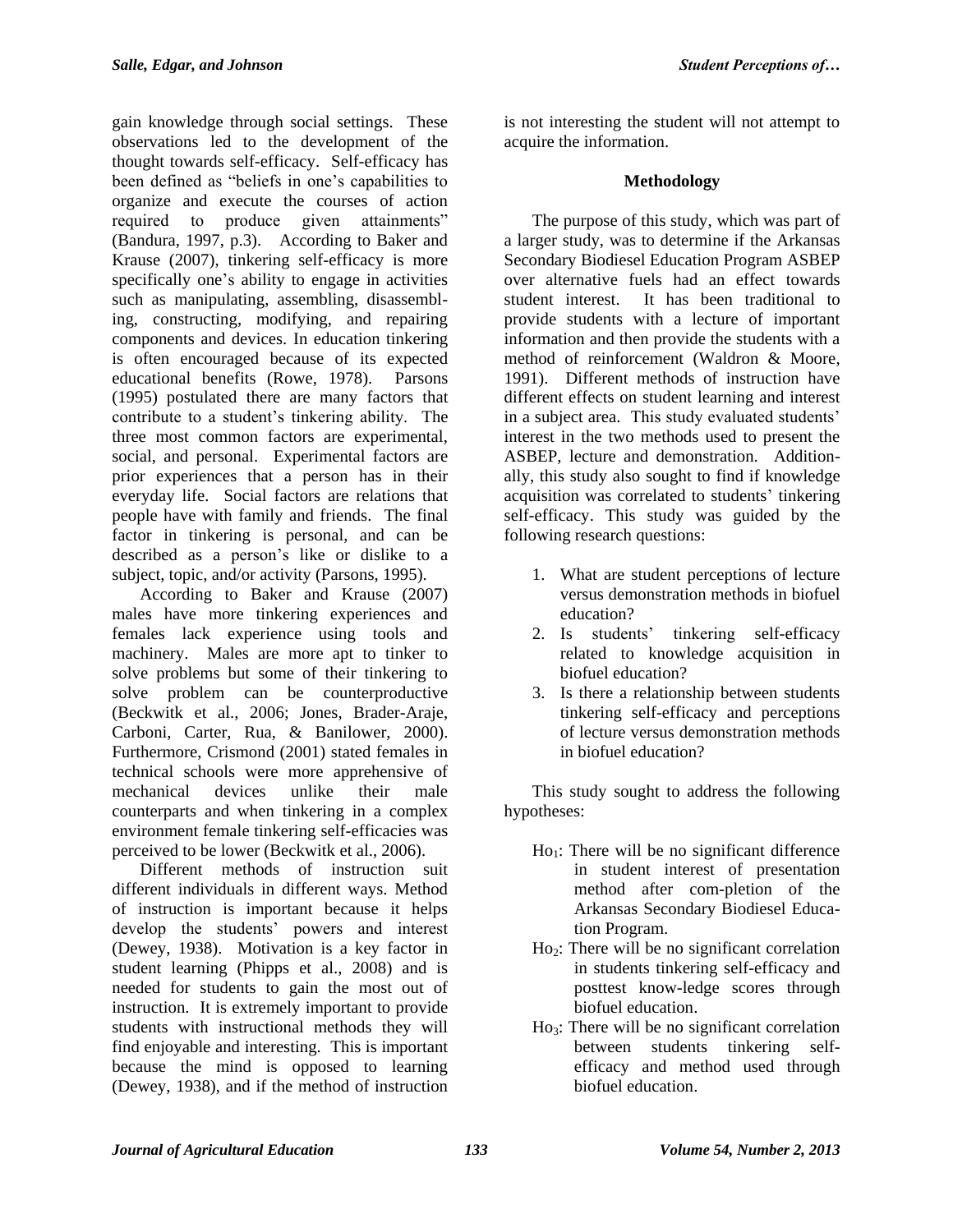gain knowledge through social settings. These observations led to the development of the thought towards self-efficacy. Self-efficacy has been defined as "beliefs in one's capabilities to organize and execute the courses of action required to produce given attainments" (Bandura, 1997, p.3). According to Baker and Krause (2007), tinkering self-efficacy is more specifically one's ability to engage in activities such as manipulating, assembling, disassembling, constructing, modifying, and repairing components and devices. In education tinkering is often encouraged because of its expected educational benefits (Rowe, 1978). Parsons (1995) postulated there are many factors that contribute to a student's tinkering ability. The three most common factors are experimental, social, and personal. Experimental factors are prior experiences that a person has in their everyday life. Social factors are relations that people have with family and friends. The final factor in tinkering is personal, and can be described as a person's like or dislike to a subject, topic, and/or activity (Parsons, 1995).

According to Baker and Krause (2007) males have more tinkering experiences and females lack experience using tools and machinery. Males are more apt to tinker to solve problems but some of their tinkering to solve problem can be counterproductive (Beckwitk et al., 2006; Jones, Brader-Araje, Carboni, Carter, Rua, & Banilower, 2000). Furthermore, Crismond (2001) stated females in technical schools were more apprehensive of mechanical devices unlike their male counterparts and when tinkering in a complex environment female tinkering self-efficacies was perceived to be lower (Beckwitk et al., 2006).

Different methods of instruction suit different individuals in different ways. Method of instruction is important because it helps develop the students' powers and interest (Dewey, 1938). Motivation is a key factor in student learning (Phipps et al., 2008) and is needed for students to gain the most out of instruction. It is extremely important to provide students with instructional methods they will find enjoyable and interesting. This is important because the mind is opposed to learning (Dewey, 1938), and if the method of instruction is not interesting the student will not attempt to acquire the information.

## Methodology

The purpose of this study, which was part of a larger study, was to determine if the Arkansas Secondary Biodiesel Education Program ASBEP over alternative fuels had an effect towards student interest. It has been traditional to provide students with a lecture of important information and then provide the students with a method of reinforcement (Waldron & Moore, 1991). Different methods of instruction have different effects on student learning and interest in a subject area. This study evaluated students' interest in the two methods used to present the ASBEP, lecture and demonstration. Additionally, this study also sought to find if knowledge acquisition was correlated to students' tinkering self-efficacy. This study was guided by the following research questions:

1. What are student perceptions of lecture versus demonstration methods in biofuel education?
2. Is students' tinkering self-efficacy related to knowledge acquisition in biofuel education?
3. Is there a relationship between students tinkering self-efficacy and perceptions of lecture versus demonstration methods in biofuel education?

This study sought to address the following hypotheses:

- $Ho_1$: There will be no significant difference in student interest of presentation method after com-pletion of the Arkansas Secondary Biodiesel Educa-tion Program.
- $Ho_2$: There will be no significant correlation in students tinkering self-efficacy and posttest know-ledge scores through biofuel education.
- $Ho_3$: There will be no significant correlation between students tinkering self-efficacy and method used through biofuel education.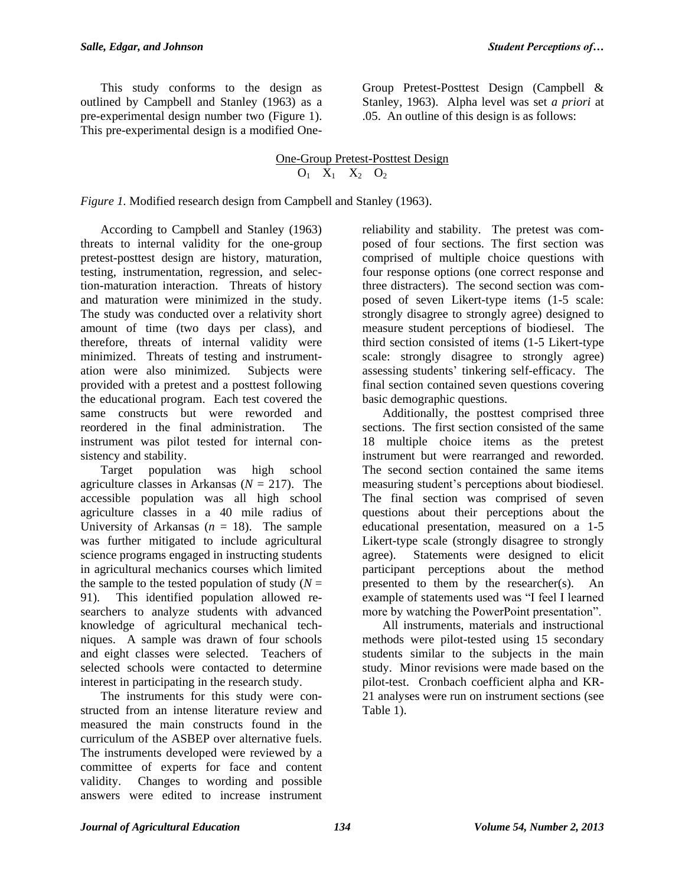This study conforms to the design as outlined by Campbell and Stanley (1963) as a pre-experimental design number two (Figure 1). This pre-experimental design is a modified One-Group Pretest-Posttest Design (Campbell & Stanley, 1963). Alpha level was set *a priori* at .05. An outline of this design is as follows:

One-Group Pretest-Posttest Design

$O_1 \quad X_1 \quad X_2 \quad O_2$

*Figure 1.* Modified research design from Campbell and Stanley (1963).

According to Campbell and Stanley (1963) threats to internal validity for the one-group pretest-posttest design are history, maturation, testing, instrumentation, regression, and selection-maturation interaction. Threats of history and maturation were minimized in the study. The study was conducted over a relativity short amount of time (two days per class), and therefore, threats of internal validity were minimized. Threats of testing and instrumentation were also minimized. Subjects were provided with a pretest and a posttest following the educational program. Each test covered the same constructs but were reworded and reordered in the final administration. The instrument was pilot tested for internal consistency and stability.

Target population was high school agriculture classes in Arkansas (*N* = 217). The accessible population was all high school agriculture classes in a 40 mile radius of University of Arkansas (*n* = 18). The sample was further mitigated to include agricultural science programs engaged in instructing students in agricultural mechanics courses which limited the sample to the tested population of study (*N* = 91). This identified population allowed researchers to analyze students with advanced knowledge of agricultural mechanical techniques. A sample was drawn of four schools and eight classes were selected. Teachers of selected schools were contacted to determine interest in participating in the research study.

The instruments for this study were constructed from an intense literature review and measured the main constructs found in the curriculum of the ASBEP over alternative fuels. The instruments developed were reviewed by a committee of experts for face and content validity. Changes to wording and possible answers were edited to increase instrument reliability and stability. The pretest was composed of four sections. The first section was comprised of multiple choice questions with four response options (one correct response and three distracters). The second section was composed of seven Likert-type items (1-5 scale: strongly disagree to strongly agree) designed to measure student perceptions of biodiesel. The third section consisted of items (1-5 Likert-type scale: strongly disagree to strongly agree) assessing students' tinkering self-efficacy. The final section contained seven questions covering basic demographic questions.

Additionally, the posttest comprised three sections. The first section consisted of the same 18 multiple choice items as the pretest instrument but were rearranged and reworded. The second section contained the same items measuring student's perceptions about biodiesel. The final section was comprised of seven questions about their perceptions about the educational presentation, measured on a 1-5 Likert-type scale (strongly disagree to strongly agree). Statements were designed to elicit participant perceptions about the method presented to them by the researcher(s). An example of statements used was "I feel I learned more by watching the PowerPoint presentation".

All instruments, materials and instructional methods were pilot-tested using 15 secondary students similar to the subjects in the main study. Minor revisions were made based on the pilot-test. Cronbach coefficient alpha and KR-21 analyses were run on instrument sections (see Table 1).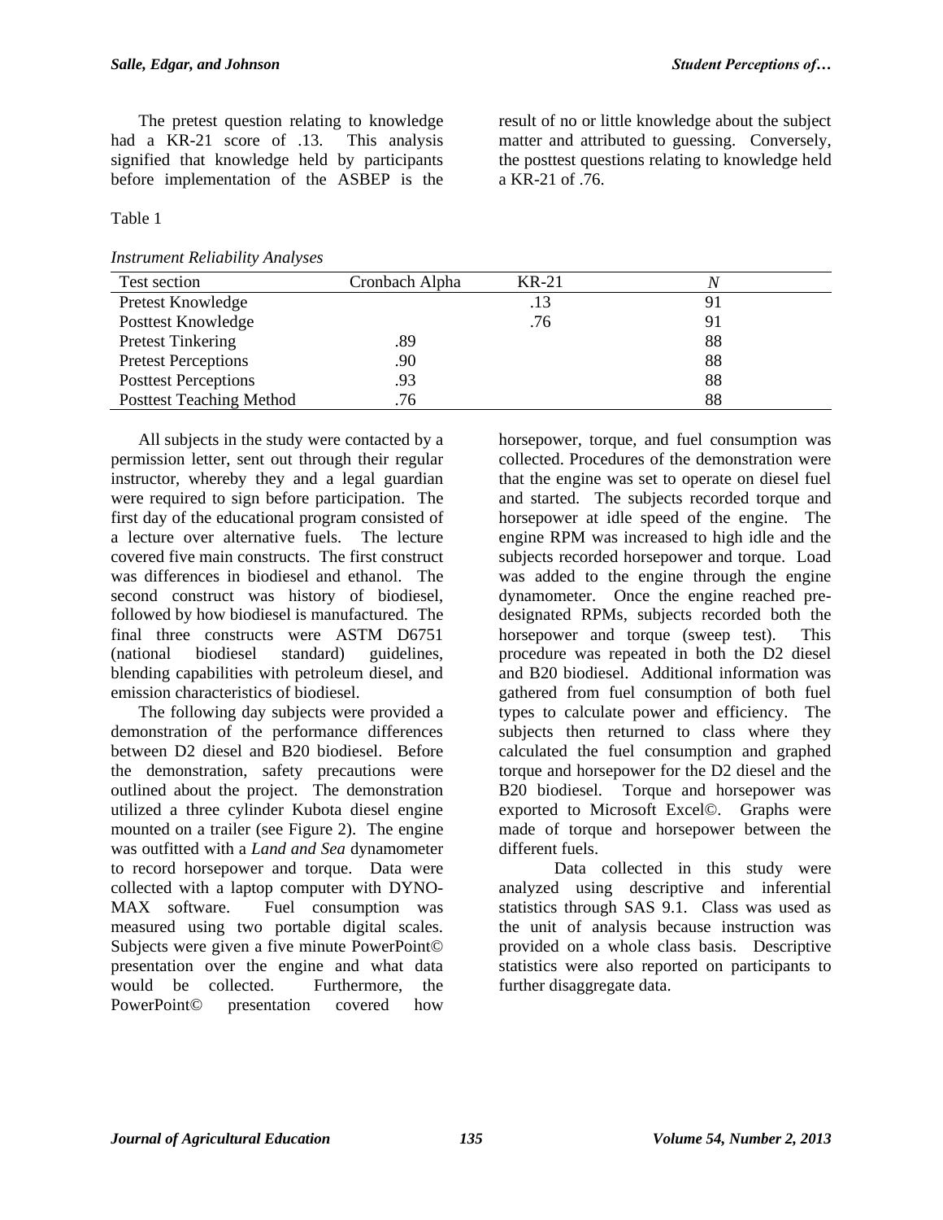The pretest question relating to knowledge had a KR-21 score of .13. This analysis signified that knowledge held by participants before implementation of the ASBEP is the result of no or little knowledge about the subject matter and attributed to guessing. Conversely, the posttest questions relating to knowledge held a KR-21 of .76.

Table 1

*Instrument Reliability Analyses*

| Test section | Cronbach Alpha | KR-21 | *N* |
|---|---|---|---|
| Pretest Knowledge | | .13 | 91 |
| Posttest Knowledge | | .76 | 91 |
| Pretest Tinkering | .89 | | 88 |
| Pretest Perceptions | .90 | | 88 |
| Posttest Perceptions | .93 | | 88 |
| Posttest Teaching Method | .76 | | 88 |

All subjects in the study were contacted by a permission letter, sent out through their regular instructor, whereby they and a legal guardian were required to sign before participation. The first day of the educational program consisted of a lecture over alternative fuels. The lecture covered five main constructs. The first construct was differences in biodiesel and ethanol. The second construct was history of biodiesel, followed by how biodiesel is manufactured. The final three constructs were ASTM D6751 (national biodiesel standard) guidelines, blending capabilities with petroleum diesel, and emission characteristics of biodiesel.

The following day subjects were provided a demonstration of the performance differences between D2 diesel and B20 biodiesel. Before the demonstration, safety precautions were outlined about the project. The demonstration utilized a three cylinder Kubota diesel engine mounted on a trailer (see Figure 2). The engine was outfitted with a *Land and Sea* dynamometer to record horsepower and torque. Data were collected with a laptop computer with DYNO-MAX software. Fuel consumption was measured using two portable digital scales. Subjects were given a five minute PowerPoint© presentation over the engine and what data would be collected. Furthermore, the PowerPoint© presentation covered how horsepower, torque, and fuel consumption was collected. Procedures of the demonstration were that the engine was set to operate on diesel fuel and started. The subjects recorded torque and horsepower at idle speed of the engine. The engine RPM was increased to high idle and the subjects recorded horsepower and torque. Load was added to the engine through the engine dynamometer. Once the engine reached pre-designated RPMs, subjects recorded both the horsepower and torque (sweep test). This procedure was repeated in both the D2 diesel and B20 biodiesel. Additional information was gathered from fuel consumption of both fuel types to calculate power and efficiency. The subjects then returned to class where they calculated the fuel consumption and graphed torque and horsepower for the D2 diesel and the B20 biodiesel. Torque and horsepower was exported to Microsoft Excel©. Graphs were made of torque and horsepower between the different fuels.

Data collected in this study were analyzed using descriptive and inferential statistics through SAS 9.1. Class was used as the unit of analysis because instruction was provided on a whole class basis. Descriptive statistics were also reported on participants to further disaggregate data.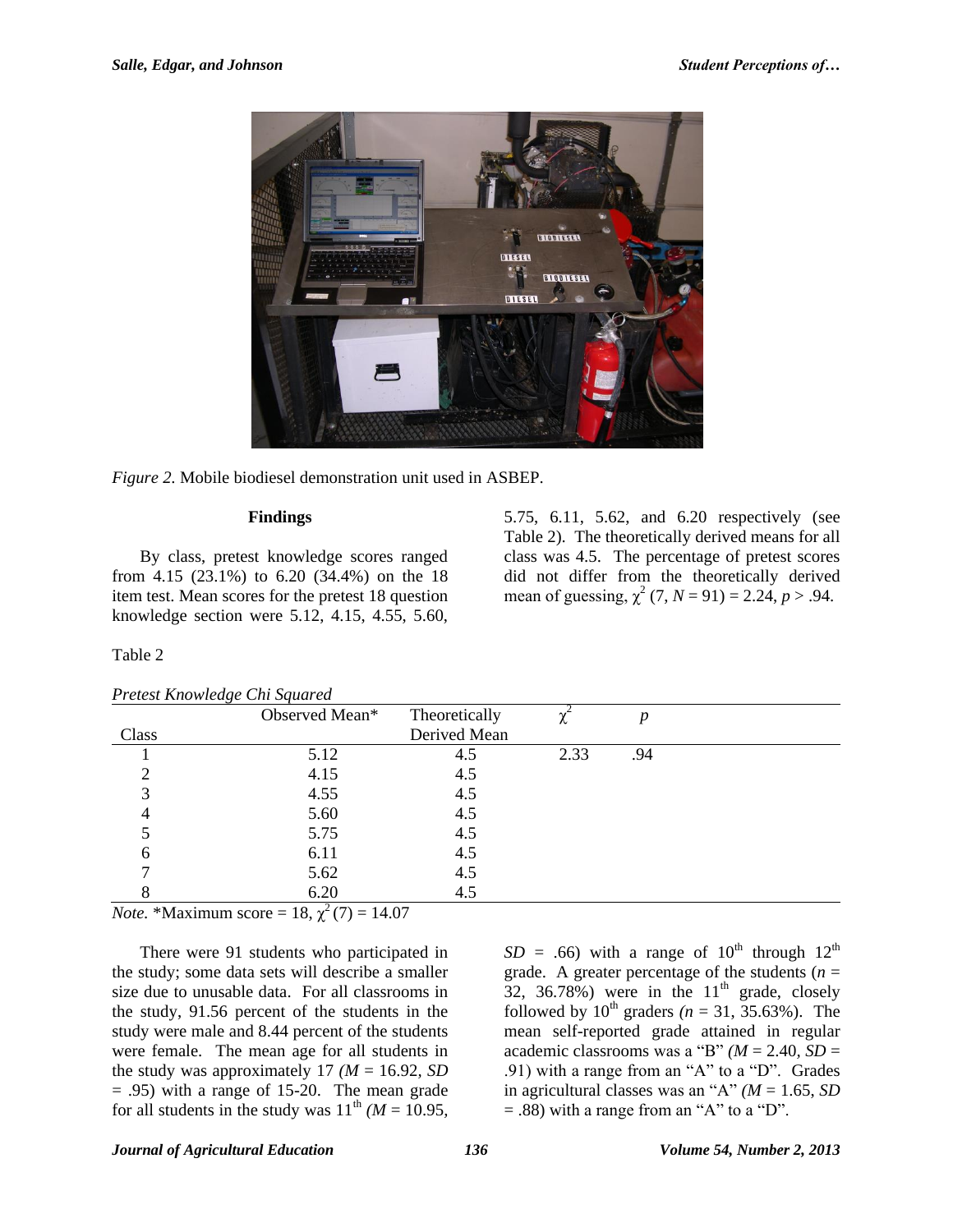*Figure 2.* Mobile biodiesel demonstration unit used in ASBEP.

## Findings

By class, pretest knowledge scores ranged from 4.15 (23.1%) to 6.20 (34.4%) on the 18 item test. Mean scores for the pretest 18 question knowledge section were 5.12, 4.15, 4.55, 5.60, 5.75, 6.11, 5.62, and 6.20 respectively (see Table 2). The theoretically derived means for all class was 4.5. The percentage of pretest scores did not differ from the theoretically derived mean of guessing, $\chi^2$ (7, $N$ = 91) = 2.24, $p$ > .94.

Table 2

*Pretest Knowledge Chi Squared*

| Class | Observed Mean* | Theoretically Derived Mean | $\chi^2$ | $p$ |
|---|---|---|---|---|
| 1 | 5.12 | 4.5 | 2.33 | .94 |
| 2 | 4.15 | 4.5 | | |
| 3 | 4.55 | 4.5 | | |
| 4 | 5.60 | 4.5 | | |
| 5 | 5.75 | 4.5 | | |
| 6 | 6.11 | 4.5 | | |
| 7 | 5.62 | 4.5 | | |
| 8 | 6.20 | 4.5 | | |

*Note.* *Maximum score = 18, $\chi^2$ (7) = 14.07

There were 91 students who participated in the study; some data sets will describe a smaller size due to unusable data. For all classrooms in the study, 91.56 percent of the students in the study were male and 8.44 percent of the students were female. The mean age for all students in the study was approximately 17 *(M* = 16.92, *SD* = .95) with a range of 15-20. The mean grade for all students in the study was 11th *(M* = 10.95, *SD* = .66) with a range of 10th through 12th grade. A greater percentage of the students (*n* = 32, 36.78%) were in the 11th grade, closely followed by 10th graders *(n* = 31, 35.63%). The mean self-reported grade attained in regular academic classrooms was a "B" *(M* = 2.40, *SD* = .91) with a range from an "A" to a "D". Grades in agricultural classes was an "A" *(M* = 1.65, *SD* = .88) with a range from an "A" to a "D".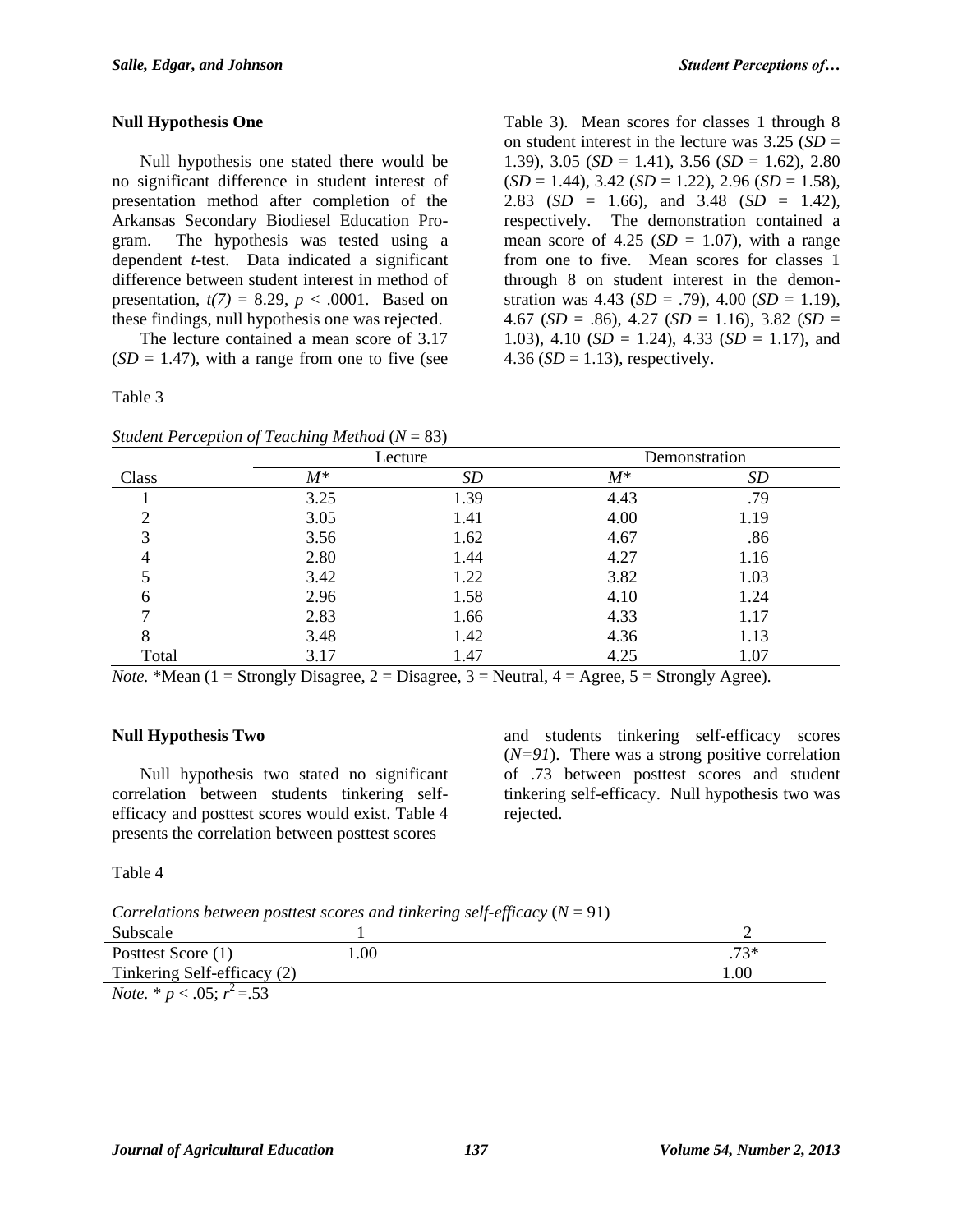### Null Hypothesis One

Null hypothesis one stated there would be no significant difference in student interest of presentation method after completion of the Arkansas Secondary Biodiesel Education Program. The hypothesis was tested using a dependent *t*-test. Data indicated a significant difference between student interest in method of presentation, $t(7) = 8.29$, $p < .0001$. Based on these findings, null hypothesis one was rejected.

The lecture contained a mean score of 3.17 ($SD = 1.47$), with a range from one to five (see Table 3). Mean scores for classes 1 through 8 on student interest in the lecture was 3.25 ($SD = 1.39$), 3.05 ($SD = 1.41$), 3.56 ($SD = 1.62$), 2.80 ($SD = 1.44$), 3.42 ($SD = 1.22$), 2.96 ($SD = 1.58$), 2.83 ($SD = 1.66$), and 3.48 ($SD = 1.42$), respectively. The demonstration contained a mean score of 4.25 ($SD = 1.07$), with a range from one to five. Mean scores for classes 1 through 8 on student interest in the demonstration was 4.43 ($SD = .79$), 4.00 ($SD = 1.19$), 4.67 ($SD = .86$), 4.27 ($SD = 1.16$), 3.82 ($SD = 1.03$), 4.10 ($SD = 1.24$), 4.33 ($SD = 1.17$), and 4.36 ($SD = 1.13$), respectively.

Table 3

*Student Perception of Teaching Method* ($N = 83$)

| | Lecture | | Demonstration | |
|---|---|---|---|---|
| Class | *M*\* | *SD* | *M*\* | *SD* |
| 1 | 3.25 | 1.39 | 4.43 | .79 |
| 2 | 3.05 | 1.41 | 4.00 | 1.19 |
| 3 | 3.56 | 1.62 | 4.67 | .86 |
| 4 | 2.80 | 1.44 | 4.27 | 1.16 |
| 5 | 3.42 | 1.22 | 3.82 | 1.03 |
| 6 | 2.96 | 1.58 | 4.10 | 1.24 |
| 7 | 2.83 | 1.66 | 4.33 | 1.17 |
| 8 | 3.48 | 1.42 | 4.36 | 1.13 |
| Total | 3.17 | 1.47 | 4.25 | 1.07 |

*Note.* \*Mean (1 = Strongly Disagree, 2 = Disagree, 3 = Neutral, 4 = Agree, 5 = Strongly Agree).

### Null Hypothesis Two

Null hypothesis two stated no significant correlation between students tinkering self-efficacy and posttest scores would exist. Table 4 presents the correlation between posttest scores and students tinkering self-efficacy scores (*N=91*). There was a strong positive correlation of .73 between posttest scores and student tinkering self-efficacy. Null hypothesis two was rejected.

Table 4

*Correlations between posttest scores and tinkering self-efficacy* ($N = 91$)

| Subscale | 1 | 2 |
|---|---|---|
| Posttest Score (1) | 1.00 | .73\* |
| Tinkering Self-efficacy (2) | | 1.00 |

*Note.* \* $p < .05$; $r^2 = .53$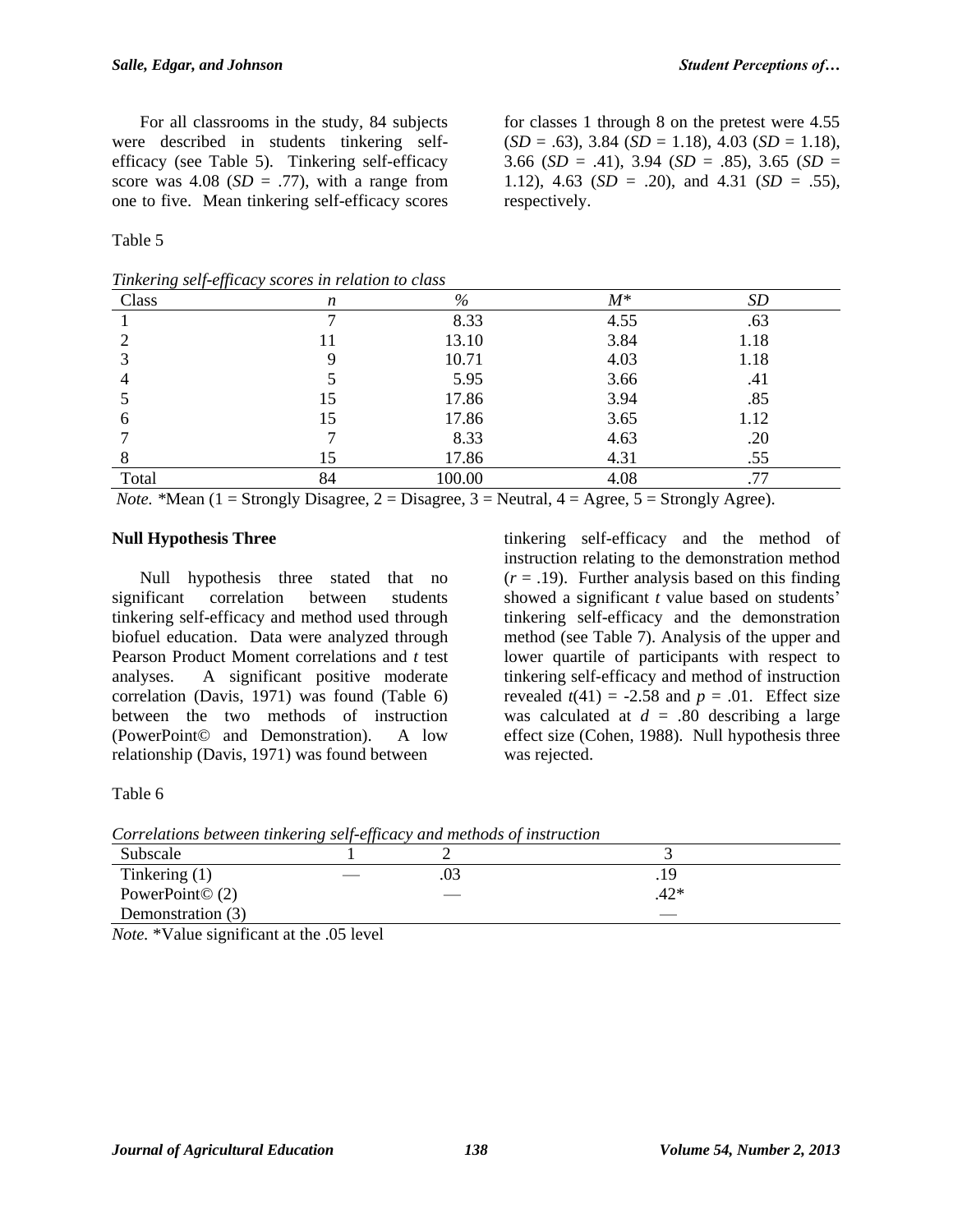For all classrooms in the study, 84 subjects were described in students tinkering self-efficacy (see Table 5). Tinkering self-efficacy score was 4.08 (*SD* = .77), with a range from one to five. Mean tinkering self-efficacy scores for classes 1 through 8 on the pretest were 4.55 (*SD* = .63), 3.84 (*SD* = 1.18), 4.03 (*SD* = 1.18), 3.66 (*SD* = .41), 3.94 (*SD* = .85), 3.65 (*SD* = 1.12), 4.63 (*SD* = .20), and 4.31 (*SD* = .55), respectively.

Table 5

*Tinkering self-efficacy scores in relation to class*

| Class | *n* | % | *M** | *SD* |
|---|---|---|---|---|
| 1 | 7 | 8.33 | 4.55 | .63 |
| 2 | 11 | 13.10 | 3.84 | 1.18 |
| 3 | 9 | 10.71 | 4.03 | 1.18 |
| 4 | 5 | 5.95 | 3.66 | .41 |
| 5 | 15 | 17.86 | 3.94 | .85 |
| 6 | 15 | 17.86 | 3.65 | 1.12 |
| 7 | 7 | 8.33 | 4.63 | .20 |
| 8 | 15 | 17.86 | 4.31 | .55 |
| Total | 84 | 100.00 | 4.08 | .77 |

*Note.* *Mean (1 = Strongly Disagree, 2 = Disagree, 3 = Neutral, 4 = Agree, 5 = Strongly Agree).

**Null Hypothesis Three**

Null hypothesis three stated that no significant correlation between students tinkering self-efficacy and method used through biofuel education. Data were analyzed through Pearson Product Moment correlations and *t* test analyses. A significant positive moderate correlation (Davis, 1971) was found (Table 6) between the two methods of instruction (PowerPoint© and Demonstration). A low relationship (Davis, 1971) was found between tinkering self-efficacy and the method of instruction relating to the demonstration method ($r = .19$). Further analysis based on this finding showed a significant *t* value based on students' tinkering self-efficacy and the demonstration method (see Table 7). Analysis of the upper and lower quartile of participants with respect to tinkering self-efficacy and method of instruction revealed $t(41) = -2.58$ and $p = .01$. Effect size was calculated at $d = .80$ describing a large effect size (Cohen, 1988). Null hypothesis three was rejected.

Table 6

*Correlations between tinkering self-efficacy and methods of instruction*

| Subscale | 1 | 2 | 3 |
|---|---|---|---|
| Tinkering (1) | — | .03 | .19 |
| PowerPoint© (2) | | — | .42* |
| Demonstration (3) | | | — |

*Note.* *Value significant at the .05 level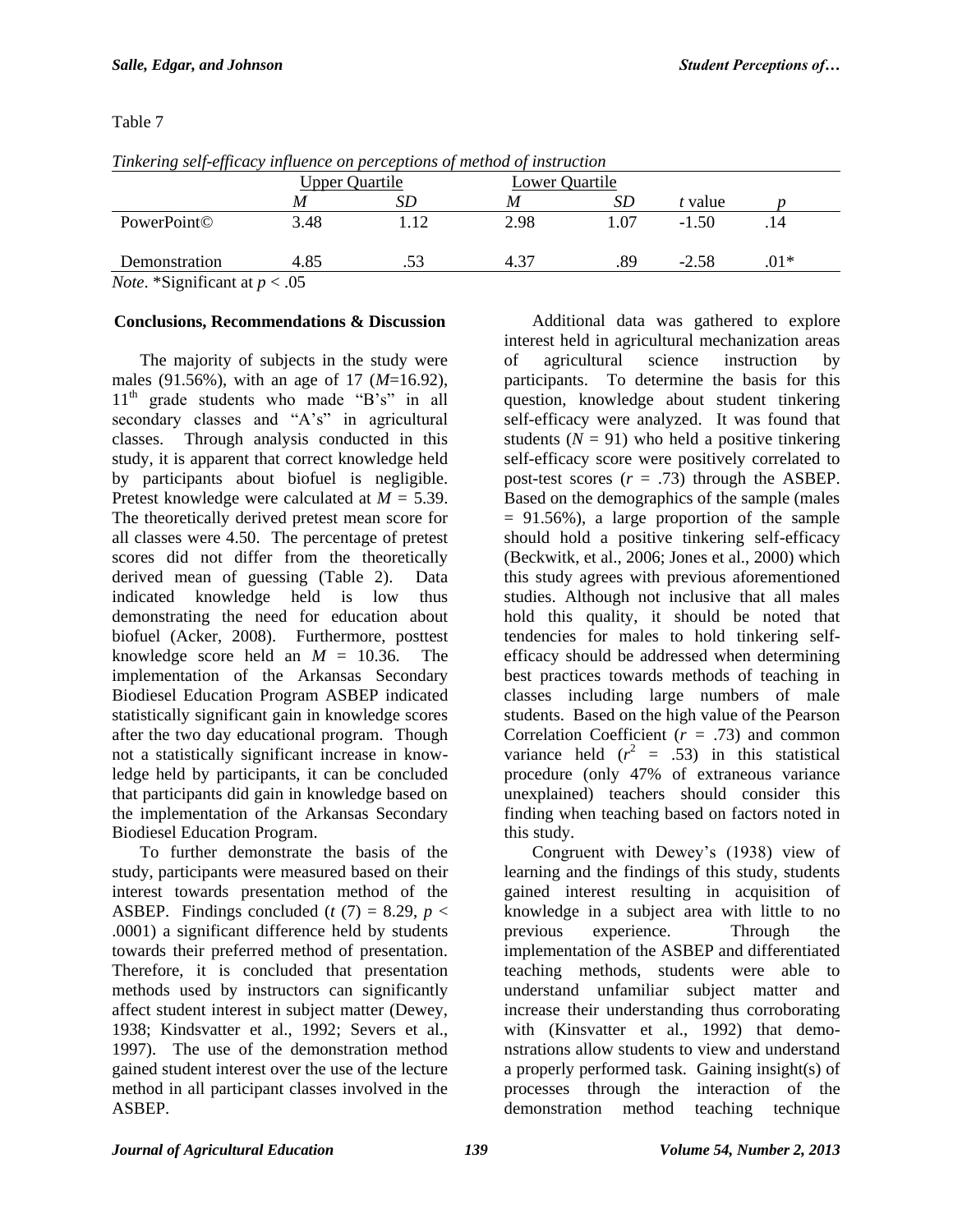Table 7

*Tinkering self-efficacy influence on perceptions of method of instruction*

| | Upper Quartile | | Lower Quartile | | | |
|---|---|---|---|---|---|---|
| | *M* | *SD* | *M* | *SD* | *t* value | *p* |
| PowerPoint© | 3.48 | 1.12 | 2.98 | 1.07 | -1.50 | .14 |
| Demonstration | 4.85 | .53 | 4.37 | .89 | -2.58 | .01* |

*Note*. *Significant at $p < .05$

## Conclusions, Recommendations & Discussion

The majority of subjects in the study were males (91.56%), with an age of 17 (*M*=16.92), 11th grade students who made "B's" in all secondary classes and "A's" in agricultural classes. Through analysis conducted in this study, it is apparent that correct knowledge held by participants about biofuel is negligible. Pretest knowledge were calculated at $M = 5.39$. The theoretically derived pretest mean score for all classes were 4.50. The percentage of pretest scores did not differ from the theoretically derived mean of guessing (Table 2). Data indicated knowledge held is low thus demonstrating the need for education about biofuel (Acker, 2008). Furthermore, posttest knowledge score held an $M = 10.36$. The implementation of the Arkansas Secondary Biodiesel Education Program ASBEP indicated statistically significant gain in knowledge scores after the two day educational program. Though not a statistically significant increase in knowledge held by participants, it can be concluded that participants did gain in knowledge based on the implementation of the Arkansas Secondary Biodiesel Education Program.

To further demonstrate the basis of the study, participants were measured based on their interest towards presentation method of the ASBEP. Findings concluded ($t$ (7) = 8.29, $p <$ .0001) a significant difference held by students towards their preferred method of presentation. Therefore, it is concluded that presentation methods used by instructors can significantly affect student interest in subject matter (Dewey, 1938; Kindsvatter et al., 1992; Severs et al., 1997). The use of the demonstration method gained student interest over the use of the lecture method in all participant classes involved in the ASBEP.

Additional data was gathered to explore interest held in agricultural mechanization areas of agricultural science instruction by participants. To determine the basis for this question, knowledge about student tinkering self-efficacy were analyzed. It was found that students ($N = 91$) who held a positive tinkering self-efficacy score were positively correlated to post-test scores ($r = .73$) through the ASBEP. Based on the demographics of the sample (males = 91.56%), a large proportion of the sample should hold a positive tinkering self-efficacy (Beckwitk, et al., 2006; Jones et al., 2000) which this study agrees with previous aforementioned studies. Although not inclusive that all males hold this quality, it should be noted that tendencies for males to hold tinkering self-efficacy should be addressed when determining best practices towards methods of teaching in classes including large numbers of male students. Based on the high value of the Pearson Correlation Coefficient ($r = .73$) and common variance held ($r^2 = .53$) in this statistical procedure (only 47% of extraneous variance unexplained) teachers should consider this finding when teaching based on factors noted in this study.

Congruent with Dewey's (1938) view of learning and the findings of this study, students gained interest resulting in acquisition of knowledge in a subject area with little to no previous experience. Through the implementation of the ASBEP and differentiated teaching methods, students were able to understand unfamiliar subject matter and increase their understanding thus corroborating with (Kinsvatter et al., 1992) that demonstrations allow students to view and understand a properly performed task. Gaining insight(s) of processes through the interaction of the demonstration method teaching technique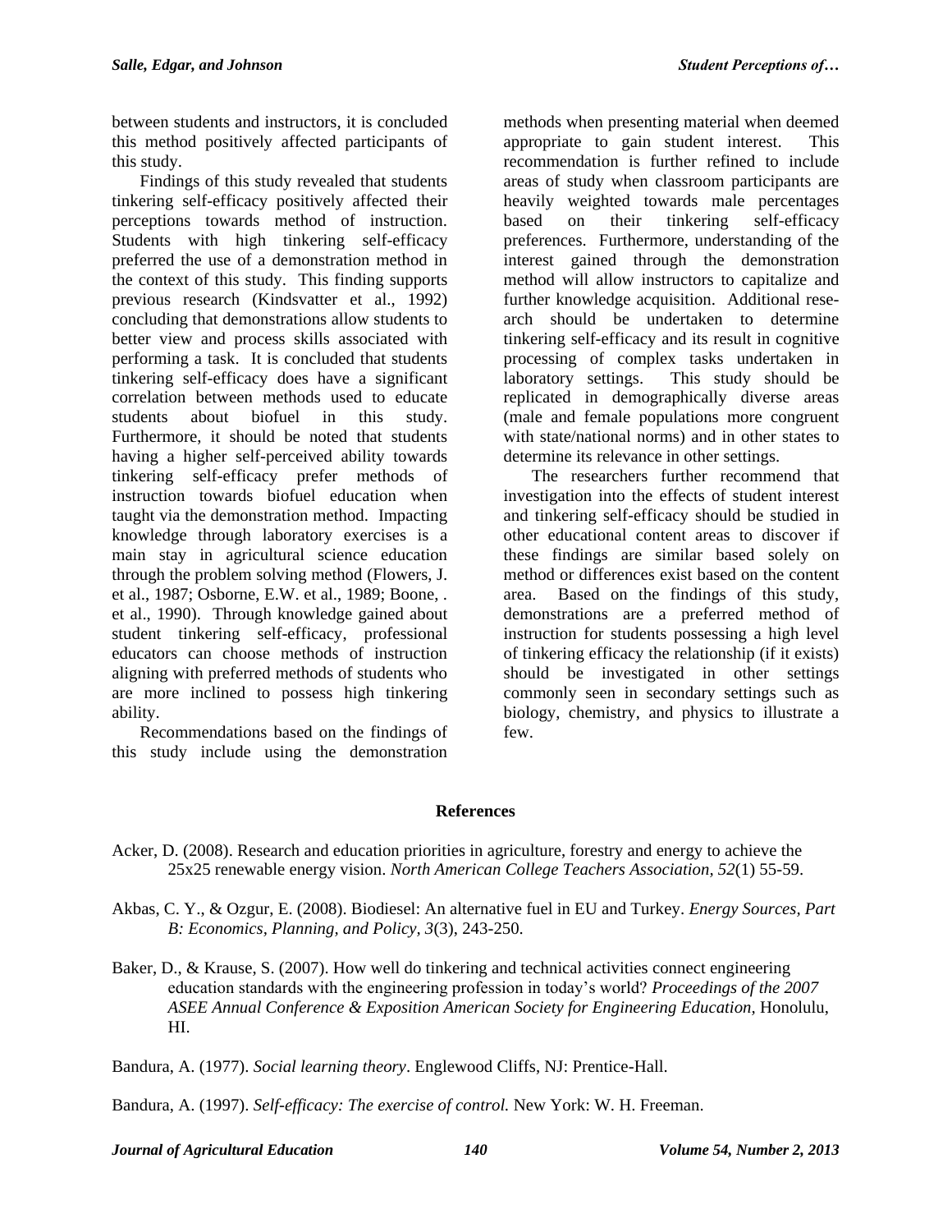between students and instructors, it is concluded this method positively affected participants of this study.

Findings of this study revealed that students tinkering self-efficacy positively affected their perceptions towards method of instruction. Students with high tinkering self-efficacy preferred the use of a demonstration method in the context of this study. This finding supports previous research (Kindsvatter et al., 1992) concluding that demonstrations allow students to better view and process skills associated with performing a task. It is concluded that students tinkering self-efficacy does have a significant correlation between methods used to educate students about biofuel in this study. Furthermore, it should be noted that students having a higher self-perceived ability towards tinkering self-efficacy prefer methods of instruction towards biofuel education when taught via the demonstration method. Impacting knowledge through laboratory exercises is a main stay in agricultural science education through the problem solving method (Flowers, J. et al., 1987; Osborne, E.W. et al., 1989; Boone, . et al., 1990). Through knowledge gained about student tinkering self-efficacy, professional educators can choose methods of instruction aligning with preferred methods of students who are more inclined to possess high tinkering ability.

Recommendations based on the findings of this study include using the demonstration methods when presenting material when deemed appropriate to gain student interest. This recommendation is further refined to include areas of study when classroom participants are heavily weighted towards male percentages based on their tinkering self-efficacy preferences. Furthermore, understanding of the interest gained through the demonstration method will allow instructors to capitalize and further knowledge acquisition. Additional research should be undertaken to determine tinkering self-efficacy and its result in cognitive processing of complex tasks undertaken in laboratory settings. This study should be replicated in demographically diverse areas (male and female populations more congruent with state/national norms) and in other states to determine its relevance in other settings.

The researchers further recommend that investigation into the effects of student interest and tinkering self-efficacy should be studied in other educational content areas to discover if these findings are similar based solely on method or differences exist based on the content area. Based on the findings of this study, demonstrations are a preferred method of instruction for students possessing a high level of tinkering efficacy the relationship (if it exists) should be investigated in other settings commonly seen in secondary settings such as biology, chemistry, and physics to illustrate a few.

## References

Acker, D. (2008). Research and education priorities in agriculture, forestry and energy to achieve the 25x25 renewable energy vision. *North American College Teachers Association, 52*(1) 55-59.

Akbas, C. Y., & Ozgur, E. (2008). Biodiesel: An alternative fuel in EU and Turkey. *Energy Sources, Part B: Economics, Planning, and Policy, 3*(3), 243-250.

Baker, D., & Krause, S. (2007). How well do tinkering and technical activities connect engineering education standards with the engineering profession in today's world? *Proceedings of the 2007 ASEE Annual Conference & Exposition American Society for Engineering Education*, Honolulu, HI.

Bandura, A. (1977). *Social learning theory*. Englewood Cliffs, NJ: Prentice-Hall.

Bandura, A. (1997). *Self-efficacy: The exercise of control.* New York: W. H. Freeman.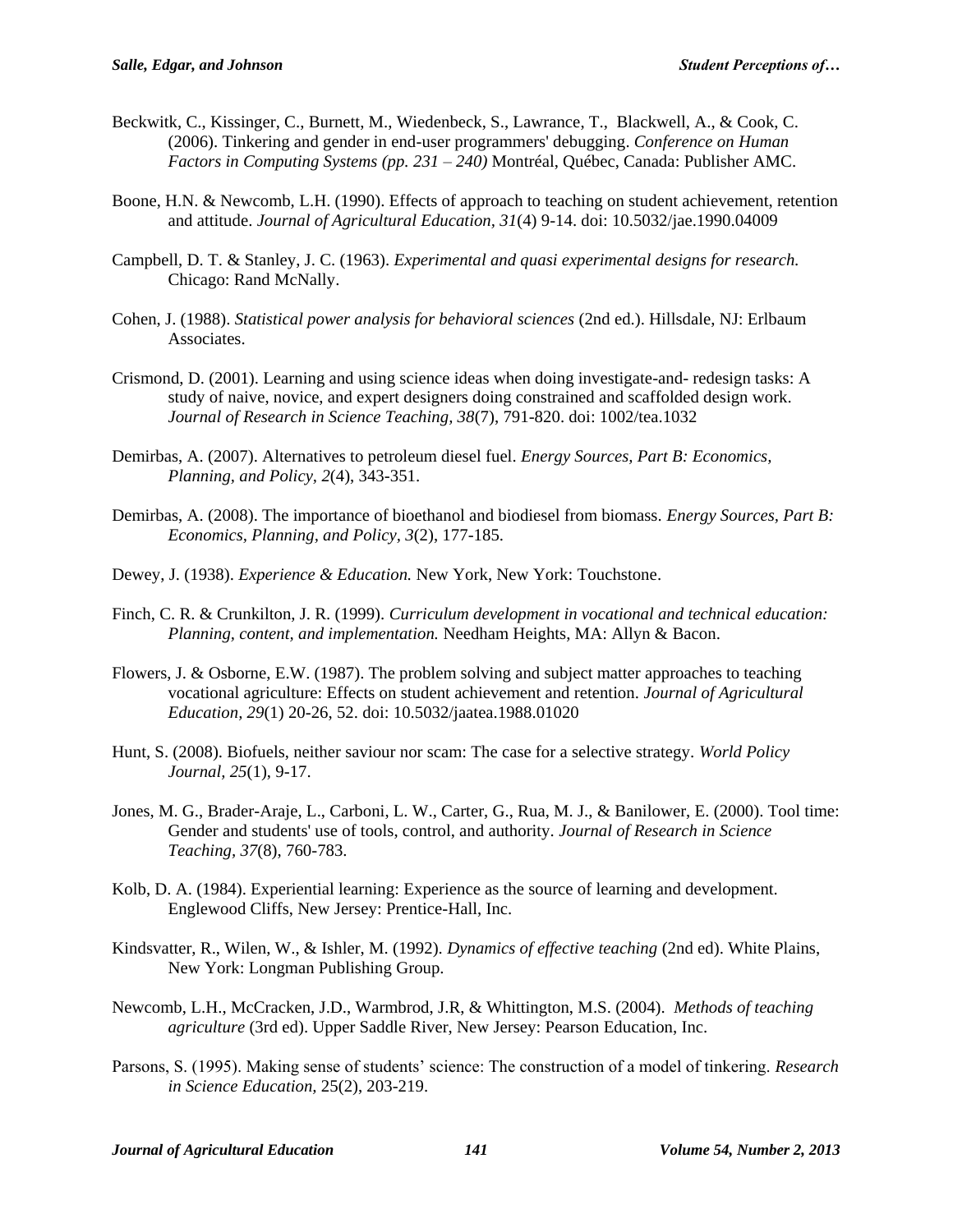Beckwitk, C., Kissinger, C., Burnett, M., Wiedenbeck, S., Lawrance, T., Blackwell, A., & Cook, C. (2006). Tinkering and gender in end-user programmers' debugging. *Conference on Human Factors in Computing Systems (pp. 231 – 240)* Montréal, Québec, Canada: Publisher AMC.

Boone, H.N. & Newcomb, L.H. (1990). Effects of approach to teaching on student achievement, retention and attitude. *Journal of Agricultural Education, 31*(4) 9-14. doi: 10.5032/jae.1990.04009

Campbell, D. T. & Stanley, J. C. (1963). *Experimental and quasi experimental designs for research.* Chicago: Rand McNally.

Cohen, J. (1988). *Statistical power analysis for behavioral sciences* (2nd ed.). Hillsdale, NJ: Erlbaum Associates.

Crismond, D. (2001). Learning and using science ideas when doing investigate-and- redesign tasks: A study of naive, novice, and expert designers doing constrained and scaffolded design work. *Journal of Research in Science Teaching, 38*(7), 791-820. doi: 1002/tea.1032

Demirbas, A. (2007). Alternatives to petroleum diesel fuel. *Energy Sources, Part B: Economics, Planning, and Policy, 2*(4), 343-351.

Demirbas, A. (2008). The importance of bioethanol and biodiesel from biomass. *Energy Sources, Part B: Economics, Planning, and Policy, 3*(2), 177-185.

Dewey, J. (1938). *Experience & Education.* New York, New York: Touchstone.

Finch, C. R. & Crunkilton, J. R. (1999). *Curriculum development in vocational and technical education: Planning, content, and implementation.* Needham Heights, MA: Allyn & Bacon.

Flowers, J. & Osborne, E.W. (1987). The problem solving and subject matter approaches to teaching vocational agriculture: Effects on student achievement and retention. *Journal of Agricultural Education, 29*(1) 20-26, 52. doi: 10.5032/jaatea.1988.01020

Hunt, S. (2008). Biofuels, neither saviour nor scam: The case for a selective strategy. *World Policy Journal, 25*(1), 9-17.

Jones, M. G., Brader-Araje, L., Carboni, L. W., Carter, G., Rua, M. J., & Banilower, E. (2000). Tool time: Gender and students' use of tools, control, and authority. *Journal of Research in Science Teaching, 37*(8), 760-783.

Kolb, D. A. (1984). Experiential learning: Experience as the source of learning and development. Englewood Cliffs, New Jersey: Prentice-Hall, Inc.

Kindsvatter, R., Wilen, W., & Ishler, M. (1992). *Dynamics of effective teaching* (2nd ed). White Plains, New York: Longman Publishing Group.

Newcomb, L.H., McCracken, J.D., Warmbrod, J.R, & Whittington, M.S. (2004). *Methods of teaching agriculture* (3rd ed). Upper Saddle River, New Jersey: Pearson Education, Inc.

Parsons, S. (1995). Making sense of students' science: The construction of a model of tinkering. *Research in Science Education,* 25(2), 203-219.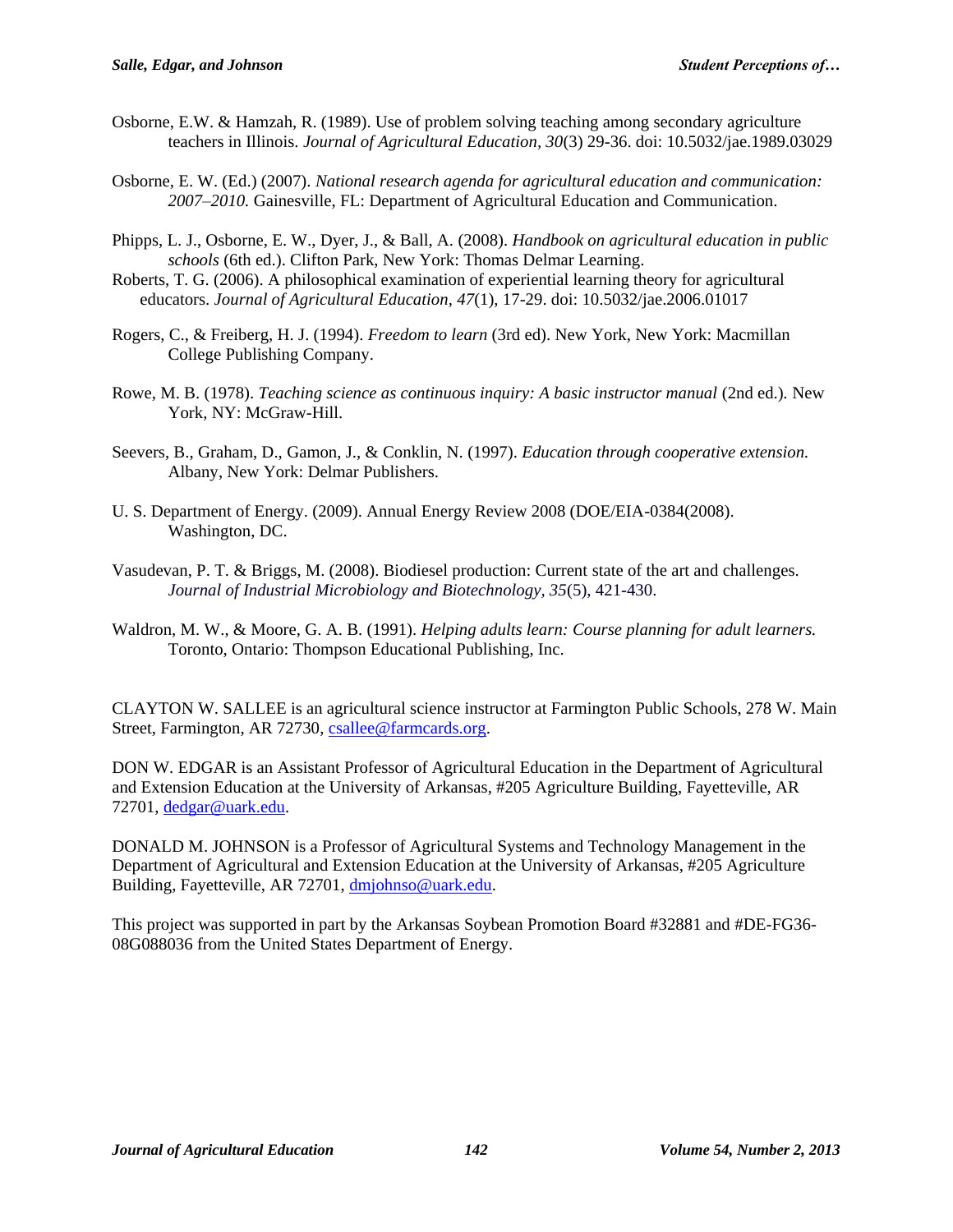Osborne, E.W. & Hamzah, R. (1989). Use of problem solving teaching among secondary agriculture teachers in Illinois. *Journal of Agricultural Education, 30*(3) 29-36. doi: 10.5032/jae.1989.03029

Osborne, E. W. (Ed.) (2007). *National research agenda for agricultural education and communication: 2007–2010.* Gainesville, FL: Department of Agricultural Education and Communication.

Phipps, L. J., Osborne, E. W., Dyer, J., & Ball, A. (2008). *Handbook on agricultural education in public schools* (6th ed.). Clifton Park, New York: Thomas Delmar Learning.

Roberts, T. G. (2006). A philosophical examination of experiential learning theory for agricultural educators. *Journal of Agricultural Education, 47*(1), 17-29. doi: 10.5032/jae.2006.01017

Rogers, C., & Freiberg, H. J. (1994). *Freedom to learn* (3rd ed). New York, New York: Macmillan College Publishing Company.

Rowe, M. B. (1978). *Teaching science as continuous inquiry: A basic instructor manual* (2nd ed.). New York, NY: McGraw-Hill.

Seevers, B., Graham, D., Gamon, J., & Conklin, N. (1997). *Education through cooperative extension.* Albany, New York: Delmar Publishers.

U. S. Department of Energy. (2009). Annual Energy Review 2008 (DOE/EIA-0384(2008). Washington, DC.

Vasudevan, P. T. & Briggs, M. (2008). Biodiesel production: Current state of the art and challenges. *Journal of Industrial Microbiology and Biotechnology, 35*(5), 421-430.

Waldron, M. W., & Moore, G. A. B. (1991). *Helping adults learn: Course planning for adult learners.* Toronto, Ontario: Thompson Educational Publishing, Inc.

CLAYTON W. SALLEE is an agricultural science instructor at Farmington Public Schools, 278 W. Main Street, Farmington, AR 72730, csallee@farmcards.org.

DON W. EDGAR is an Assistant Professor of Agricultural Education in the Department of Agricultural and Extension Education at the University of Arkansas, #205 Agriculture Building, Fayetteville, AR 72701, dedgar@uark.edu.

DONALD M. JOHNSON is a Professor of Agricultural Systems and Technology Management in the Department of Agricultural and Extension Education at the University of Arkansas, #205 Agriculture Building, Fayetteville, AR 72701, dmjohnso@uark.edu.

This project was supported in part by the Arkansas Soybean Promotion Board #32881 and #DE-FG36-08G088036 from the United States Department of Energy.